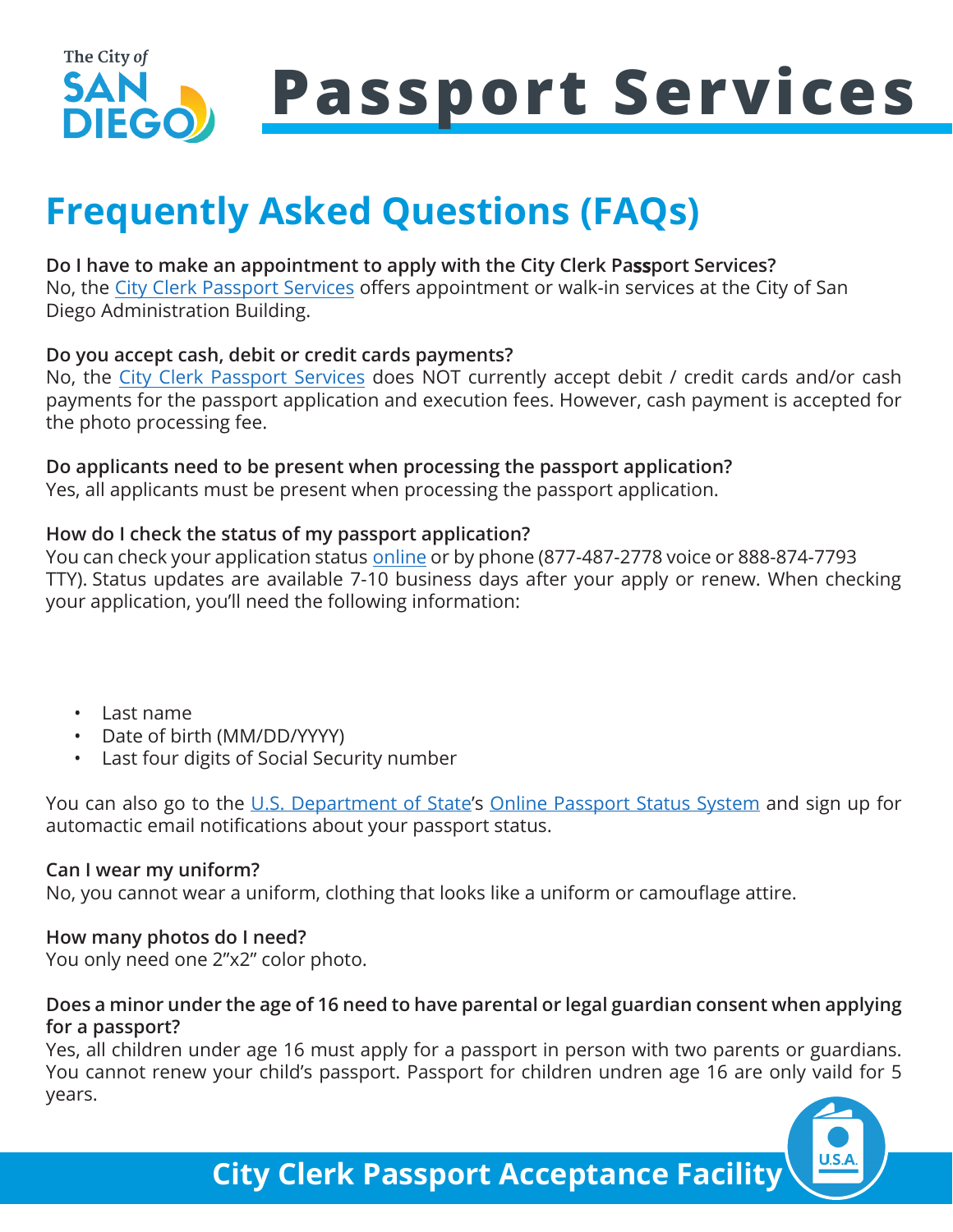The City of SAN DIEGO

# Passport Services

## Frequently Asked Questions (FAQs)

**Do I have to make an appointment to apply with the City Clerk Passport Services?**
No, the City Clerk Passport Services offers appointment or walk-in services at the City of San Diego Administration Building.

**Do you accept cash, debit or credit cards payments?**
No, the City Clerk Passport Services does NOT currently accept debit / credit cards and/or cash payments for the passport application and execution fees. However, cash payment is accepted for the photo processing fee.

**Do applicants need to be present when processing the passport application?**
Yes, all applicants must be present when processing the passport application.

**How do I check the status of my passport application?**
You can check your application status online or by phone (877-487-2778 voice or 888-874-7793 TTY). Status updates are available 7-10 business days after your apply or renew. When checking your application, you'll need the following information:

- Last name
- Date of birth (MM/DD/YYYY)
- Last four digits of Social Security number

You can also go to the U.S. Department of State's Online Passport Status System and sign up for automactic email notifications about your passport status.

**Can I wear my uniform?**
No, you cannot wear a uniform, clothing that looks like a uniform or camouflage attire.

**How many photos do I need?**
You only need one 2"x2" color photo.

**Does a minor under the age of 16 need to have parental or legal guardian consent when applying for a passport?**
Yes, all children under age 16 must apply for a passport in person with two parents or guardians. You cannot renew your child's passport. Passport for children undren age 16 are only vaild for 5 years.

City Clerk Passport Acceptance Facility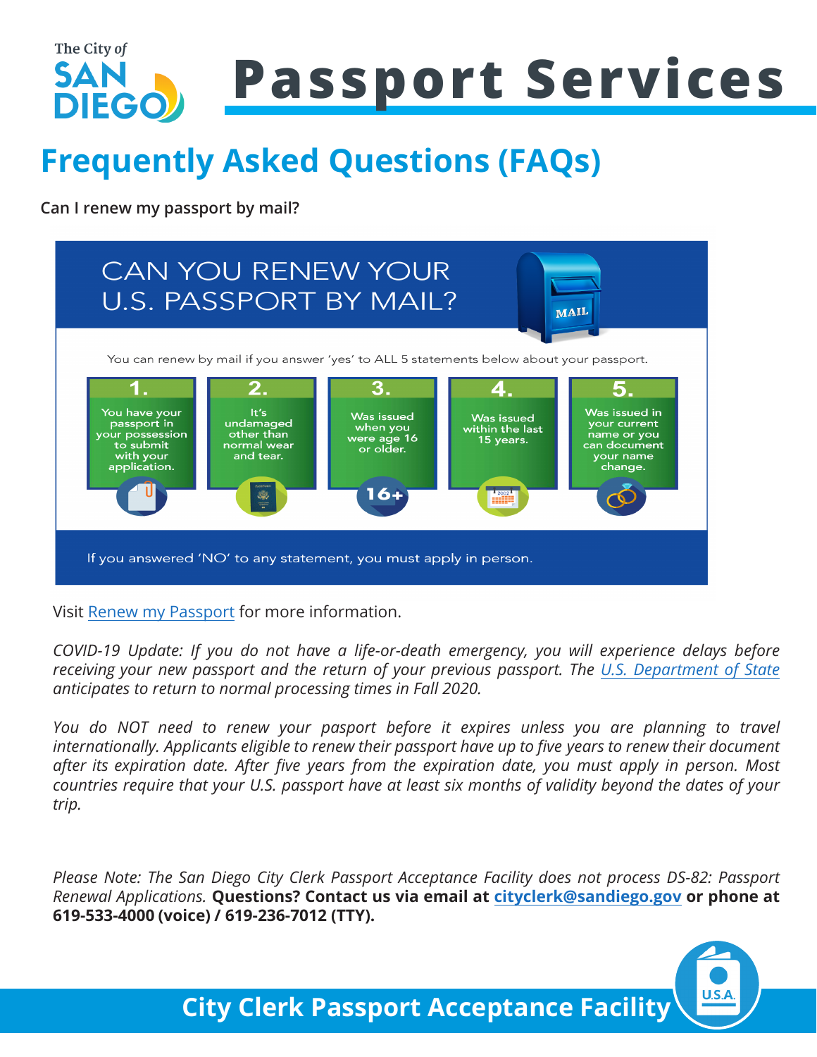# Passport Services

## Frequently Asked Questions (FAQs)

**Can I renew my passport by mail?**

CAN YOU RENEW YOUR U.S. PASSPORT BY MAIL?

You can renew by mail if you answer 'yes' to ALL 5 statements below about your passport.

1. You have your passport in your possession to submit with your application.
2. It's undamaged other than normal wear and tear.
3. Was issued when you were age 16 or older.
4. Was issued within the last 15 years.
5. Was issued in your current name or you can document your name change.

If you answered 'NO' to any statement, you must apply in person.

Visit Renew my Passport for more information.

*COVID-19 Update: If you do not have a life-or-death emergency, you will experience delays before receiving your new passport and the return of your previous passport. The U.S. Department of State anticipates to return to normal processing times in Fall 2020.*

*You do NOT need to renew your pasport before it expires unless you are planning to travel internationally. Applicants eligible to renew their passport have up to five years to renew their document after its expiration date. After five years from the expiration date, you must apply in person. Most countries require that your U.S. passport have at least six months of validity beyond the dates of your trip.*

*Please Note: The San Diego City Clerk Passport Acceptance Facility does not process DS-82: Passport Renewal Applications.* **Questions? Contact us via email at cityclerk@sandiego.gov or phone at 619-533-4000 (voice) / 619-236-7012 (TTY).**

**City Clerk Passport Acceptance Facility**